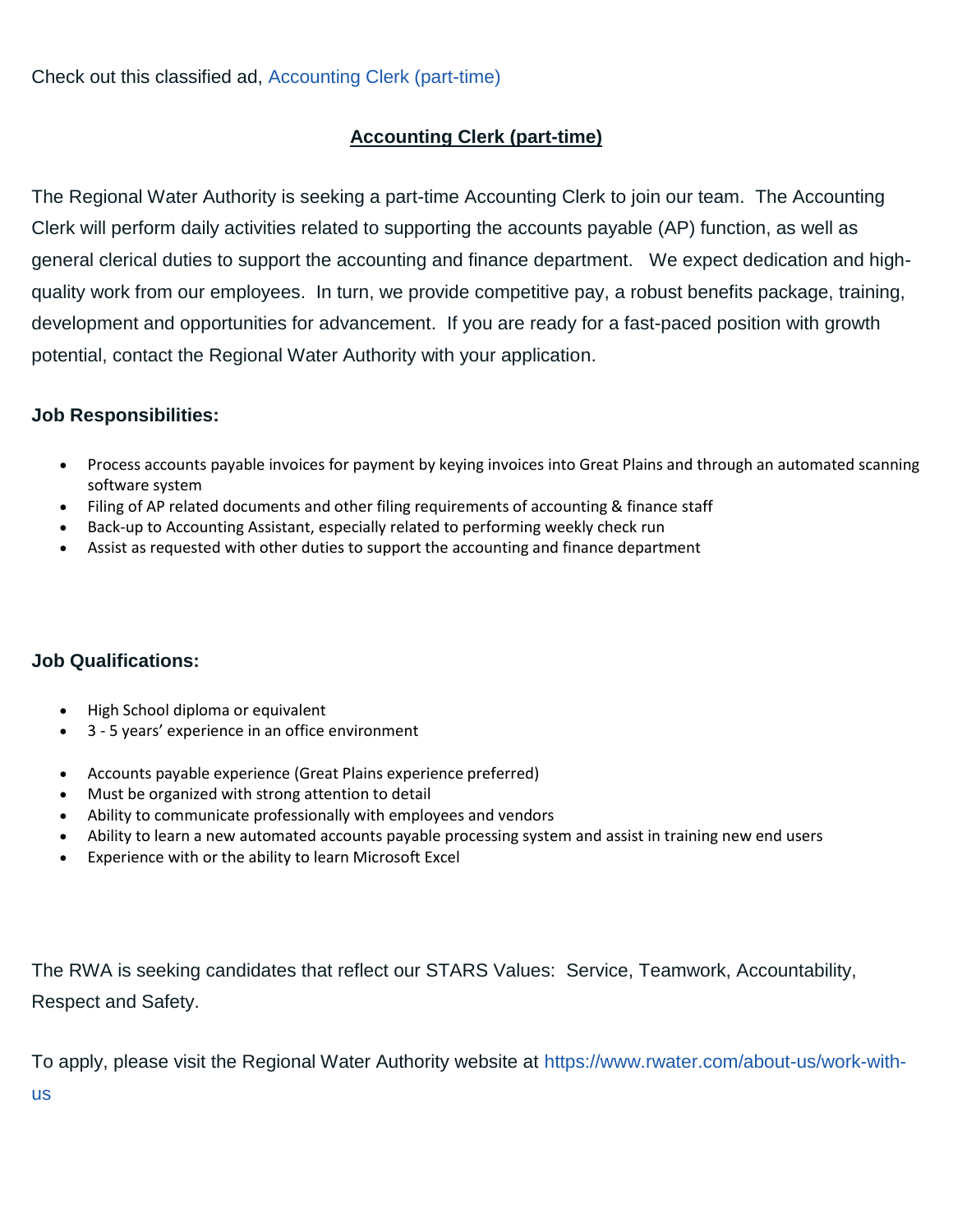Check out this classified ad, Accounting Clerk (part-time)

## Accounting Clerk (part-time)

The Regional Water Authority is seeking a part-time Accounting Clerk to join our team. The Accounting Clerk will perform daily activities related to supporting the accounts payable (AP) function, as well as general clerical duties to support the accounting and finance department. We expect dedication and high-quality work from our employees. In turn, we provide competitive pay, a robust benefits package, training, development and opportunities for advancement. If you are ready for a fast-paced position with growth potential, contact the Regional Water Authority with your application.

### Job Responsibilities:

- Process accounts payable invoices for payment by keying invoices into Great Plains and through an automated scanning software system
- Filing of AP related documents and other filing requirements of accounting & finance staff
- Back-up to Accounting Assistant, especially related to performing weekly check run
- Assist as requested with other duties to support the accounting and finance department

### Job Qualifications:

- High School diploma or equivalent
- 3 - 5 years' experience in an office environment
- Accounts payable experience (Great Plains experience preferred)
- Must be organized with strong attention to detail
- Ability to communicate professionally with employees and vendors
- Ability to learn a new automated accounts payable processing system and assist in training new end users
- Experience with or the ability to learn Microsoft Excel

The RWA is seeking candidates that reflect our STARS Values: Service, Teamwork, Accountability, Respect and Safety.

To apply, please visit the Regional Water Authority website at https://www.rwater.com/about-us/work-with-us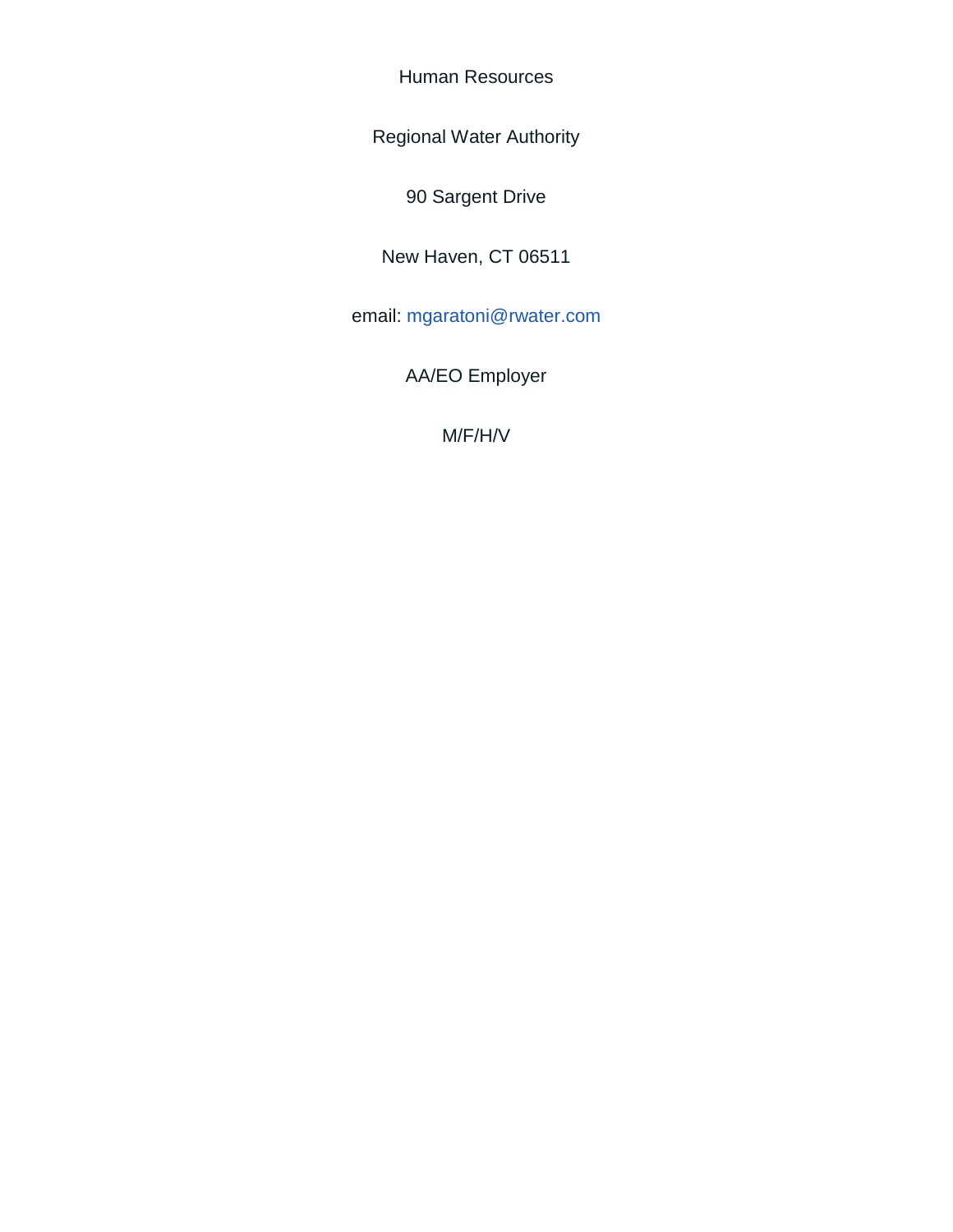Human Resources

Regional Water Authority

90 Sargent Drive

New Haven, CT 06511

email: mgaratoni@rwater.com

AA/EO Employer

M/F/H/V